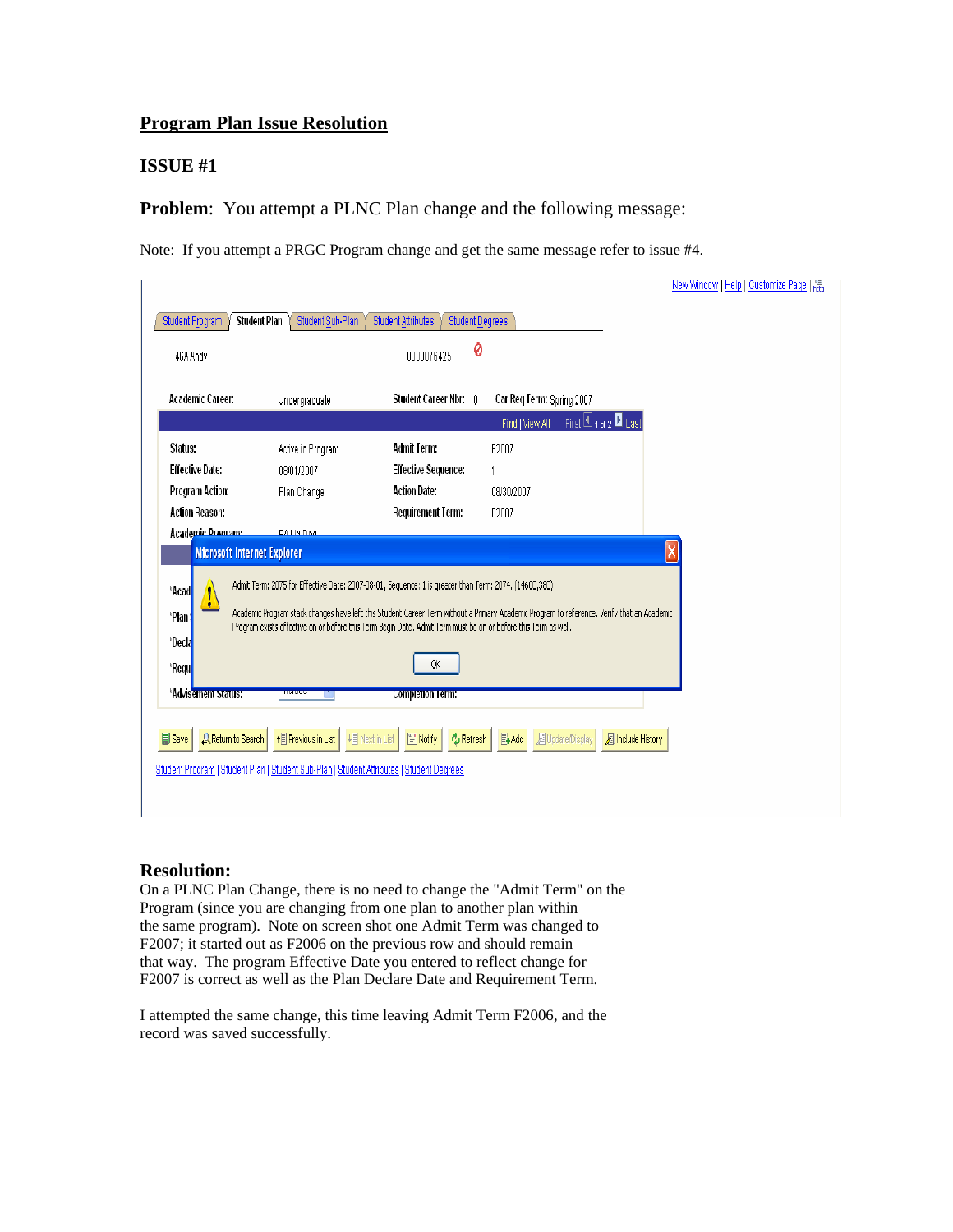# Program Plan Issue Resolution

## ISSUE #1

**Problem**: You attempt a PLNC Plan change and the following message:

Note: If you attempt a PRGC Program change and get the same message refer to issue #4.

> **Microsoft Internet Explorer**
>
> Admit Term: 2075 for Effective Date: 2007-08-01, Sequence: 1 is greater than Term: 2074. (14600,380)
>
> Academic Program stack changes have left this Student Career Term without a Primary Academic Program to reference. Verify that an Academic Program exists effective on or before this Term Begin Date. Admit Term must be on or before this Term as well.
>
> OK

## Resolution:

On a PLNC Plan Change, there is no need to change the "Admit Term" on the Program (since you are changing from one plan to another plan within the same program). Note on screen shot one Admit Term was changed to F2007; it started out as F2006 on the previous row and should remain that way. The program Effective Date you entered to reflect change for F2007 is correct as well as the Plan Declare Date and Requirement Term.

I attempted the same change, this time leaving Admit Term F2006, and the record was saved successfully.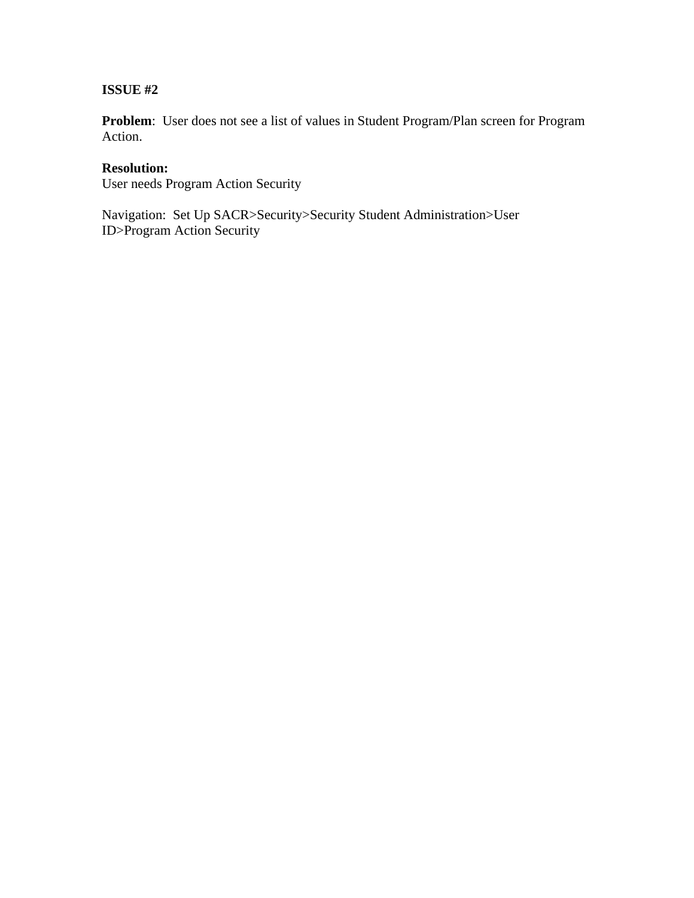**ISSUE #2**

**Problem**: User does not see a list of values in Student Program/Plan screen for Program Action.

**Resolution:**
User needs Program Action Security

Navigation: Set Up SACR>Security>Security Student Administration>User ID>Program Action Security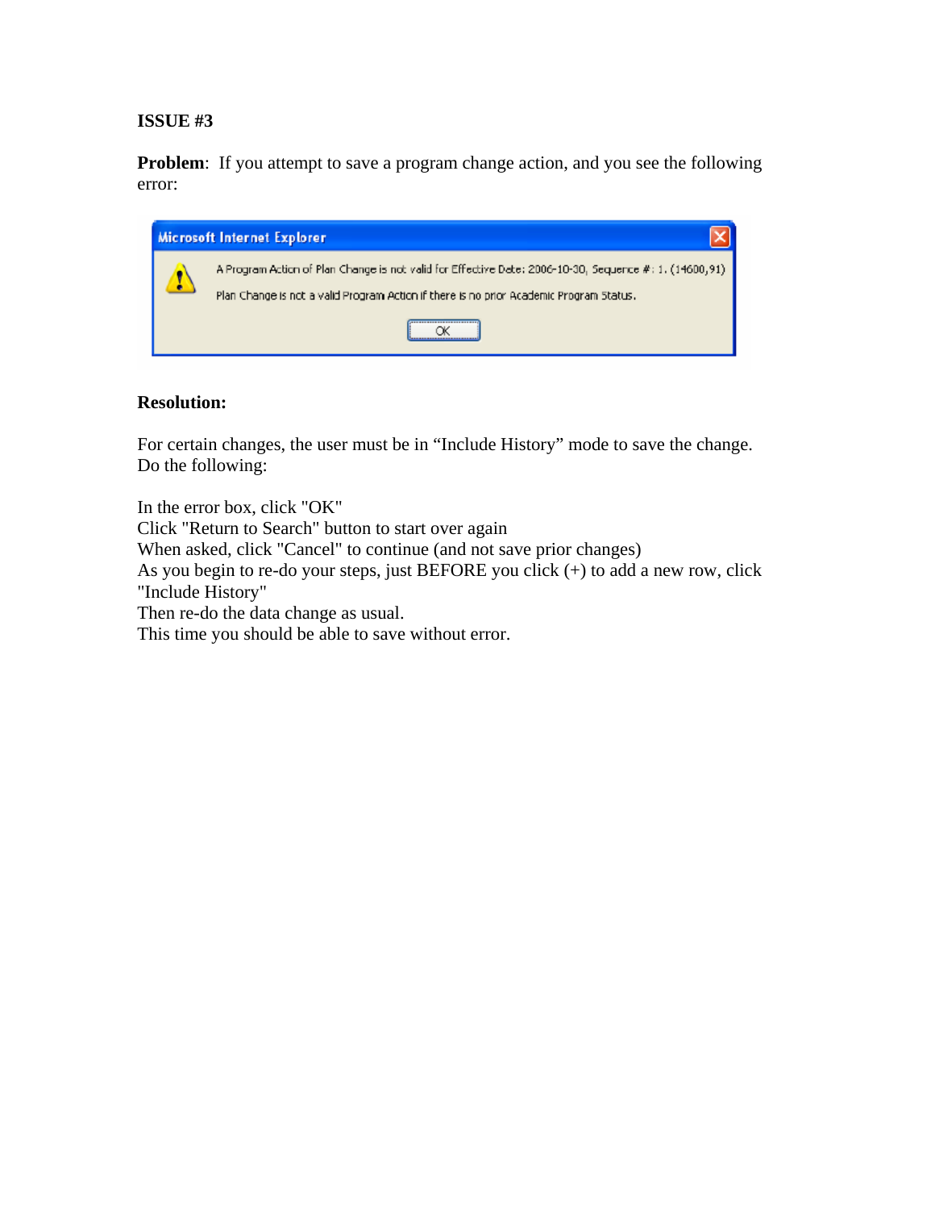**ISSUE #3**

**Problem**: If you attempt to save a program change action, and you see the following error:

Microsoft Internet Explorer

A Program Action of Plan Change is not valid for Effective Date: 2006-10-30, Sequence #: 1. (14600,91)

Plan Change is not a valid Program Action if there is no prior Academic Program Status.

OK

**Resolution:**

For certain changes, the user must be in "Include History" mode to save the change. Do the following:

In the error box, click "OK"
Click "Return to Search" button to start over again
When asked, click "Cancel" to continue (and not save prior changes)
As you begin to re-do your steps, just BEFORE you click (+) to add a new row, click "Include History"
Then re-do the data change as usual.
This time you should be able to save without error.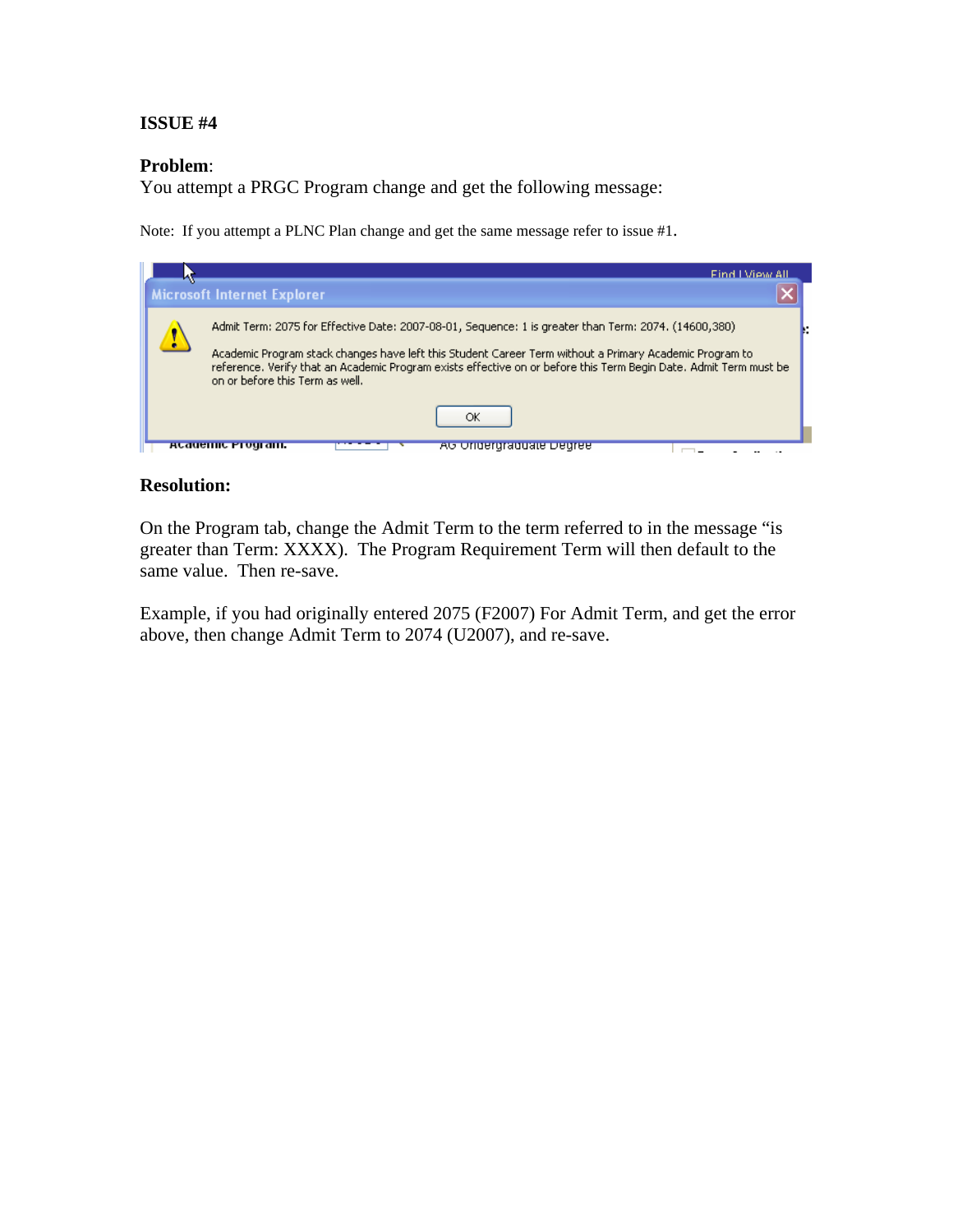**ISSUE #4**

**Problem**:
You attempt a PRGC Program change and get the following message:

Note: If you attempt a PLNC Plan change and get the same message refer to issue #1.

Microsoft Internet Explorer

Admit Term: 2075 for Effective Date: 2007-08-01, Sequence: 1 is greater than Term: 2074. (14600,380)

Academic Program stack changes have left this Student Career Term without a Primary Academic Program to reference. Verify that an Academic Program exists effective on or before this Term Begin Date. Admit Term must be on or before this Term as well.

OK

**Resolution:**

On the Program tab, change the Admit Term to the term referred to in the message "is greater than Term: XXXX). The Program Requirement Term will then default to the same value. Then re-save.

Example, if you had originally entered 2075 (F2007) For Admit Term, and get the error above, then change Admit Term to 2074 (U2007), and re-save.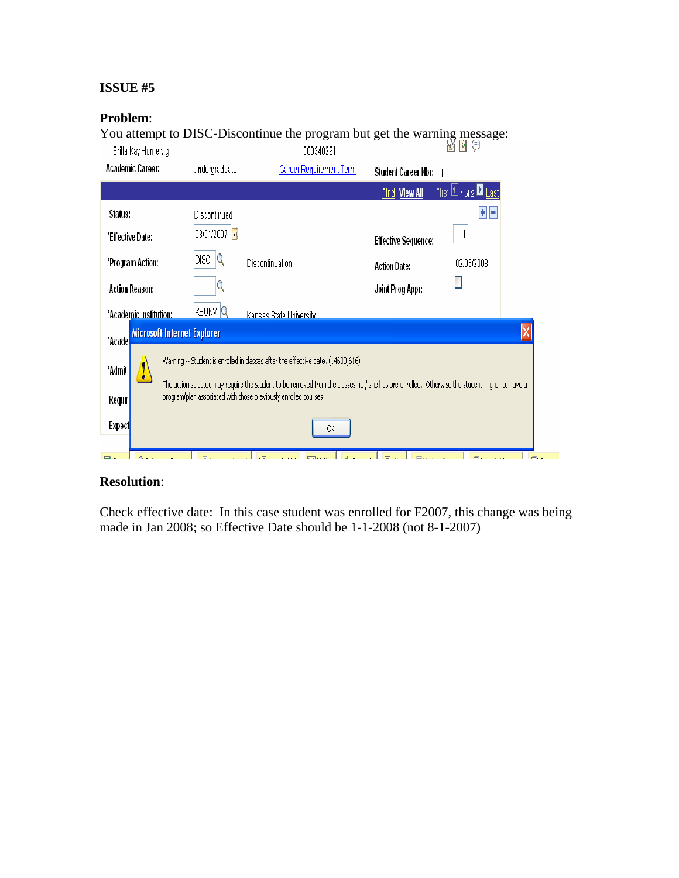**ISSUE #5**

**Problem**:

You attempt to DISC-Discontinue the program but get the warning message:

Britta Kay Homelvig 000340291

Academic Career: Undergraduate Career Requirement Term Student Career Nbr: 1

Find | View All First 1 of 2 Last

Status: Discontinued

*Effective Date: 08/01/2007 Effective Sequence: 1

*Program Action: DISC Discontinuation Action Date: 02/05/2008

Action Reason: Joint Prog Appr:

*Academic Institution: KSUNV Kansas State University

Microsoft Internet Explorer

Warning -- Student is enrolled in classes after the effective date. (14600,616)

The action selected may require the student to be removed from the classes he / she has pre-enrolled. Otherwise the student might not have a program/plan associated with those previously enroled courses.

OK

**Resolution**:

Check effective date: In this case student was enrolled for F2007, this change was being made in Jan 2008; so Effective Date should be 1-1-2008 (not 8-1-2007)